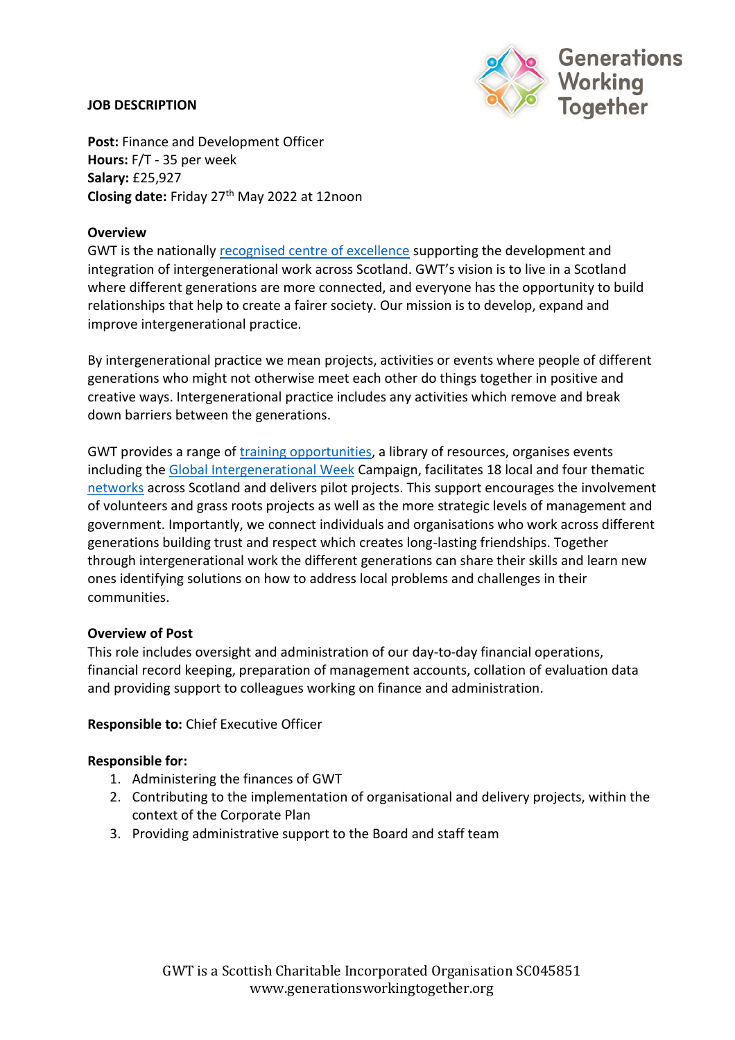**JOB DESCRIPTION**

**Post:** Finance and Development Officer
**Hours:** F/T - 35 per week
**Salary:** £25,927
**Closing date:** Friday 27th May 2022 at 12noon

**Overview**

GWT is the nationally recognised centre of excellence supporting the development and integration of intergenerational work across Scotland. GWT's vision is to live in a Scotland where different generations are more connected, and everyone has the opportunity to build relationships that help to create a fairer society. Our mission is to develop, expand and improve intergenerational practice.

By intergenerational practice we mean projects, activities or events where people of different generations who might not otherwise meet each other do things together in positive and creative ways. Intergenerational practice includes any activities which remove and break down barriers between the generations.

GWT provides a range of training opportunities, a library of resources, organises events including the Global Intergenerational Week Campaign, facilitates 18 local and four thematic networks across Scotland and delivers pilot projects. This support encourages the involvement of volunteers and grass roots projects as well as the more strategic levels of management and government. Importantly, we connect individuals and organisations who work across different generations building trust and respect which creates long-lasting friendships. Together through intergenerational work the different generations can share their skills and learn new ones identifying solutions on how to address local problems and challenges in their communities.

**Overview of Post**

This role includes oversight and administration of our day-to-day financial operations, financial record keeping, preparation of management accounts, collation of evaluation data and providing support to colleagues working on finance and administration.

**Responsible to:** Chief Executive Officer

**Responsible for:**

1. Administering the finances of GWT
2. Contributing to the implementation of organisational and delivery projects, within the context of the Corporate Plan
3. Providing administrative support to the Board and staff team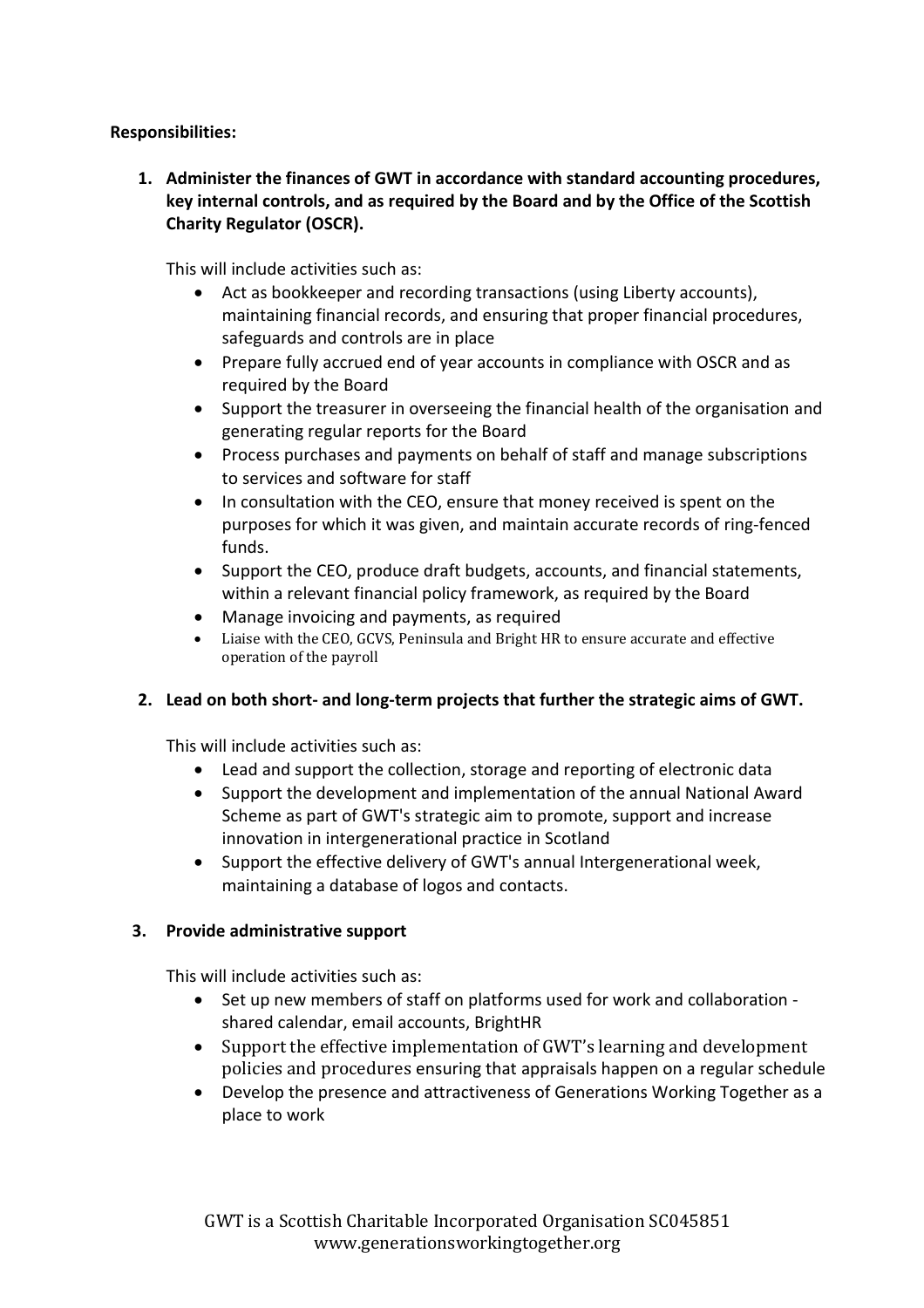**Responsibilities:**

1. **Administer the finances of GWT in accordance with standard accounting procedures, key internal controls, and as required by the Board and by the Office of the Scottish Charity Regulator (OSCR).**

   This will include activities such as:
   - Act as bookkeeper and recording transactions (using Liberty accounts), maintaining financial records, and ensuring that proper financial procedures, safeguards and controls are in place
   - Prepare fully accrued end of year accounts in compliance with OSCR and as required by the Board
   - Support the treasurer in overseeing the financial health of the organisation and generating regular reports for the Board
   - Process purchases and payments on behalf of staff and manage subscriptions to services and software for staff
   - In consultation with the CEO, ensure that money received is spent on the purposes for which it was given, and maintain accurate records of ring-fenced funds.
   - Support the CEO, produce draft budgets, accounts, and financial statements, within a relevant financial policy framework, as required by the Board
   - Manage invoicing and payments, as required
   - Liaise with the CEO, GCVS, Peninsula and Bright HR to ensure accurate and effective operation of the payroll

2. **Lead on both short- and long-term projects that further the strategic aims of GWT.**

   This will include activities such as:
   - Lead and support the collection, storage and reporting of electronic data
   - Support the development and implementation of the annual National Award Scheme as part of GWT's strategic aim to promote, support and increase innovation in intergenerational practice in Scotland
   - Support the effective delivery of GWT's annual Intergenerational week, maintaining a database of logos and contacts.

3. **Provide administrative support**

   This will include activities such as:
   - Set up new members of staff on platforms used for work and collaboration - shared calendar, email accounts, BrightHR
   - Support the effective implementation of GWT's learning and development policies and procedures ensuring that appraisals happen on a regular schedule
   - Develop the presence and attractiveness of Generations Working Together as a place to work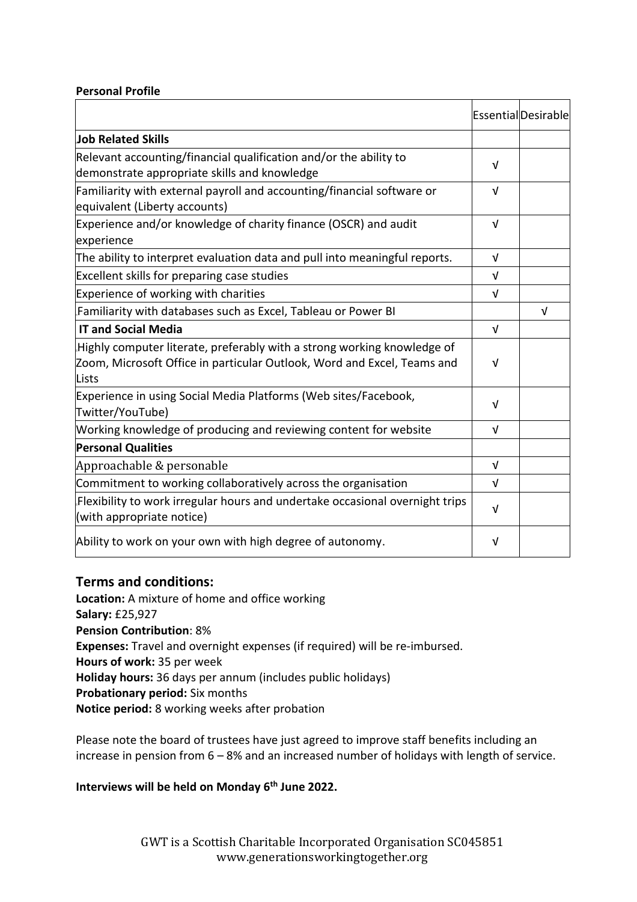**Personal Profile**

| | Essential | Desirable |
|---|---|---|
| **Job Related Skills** | | |
| Relevant accounting/financial qualification and/or the ability to demonstrate appropriate skills and knowledge | √ | |
| Familiarity with external payroll and accounting/financial software or equivalent (Liberty accounts) | √ | |
| Experience and/or knowledge of charity finance (OSCR) and audit experience | √ | |
| The ability to interpret evaluation data and pull into meaningful reports. | √ | |
| Excellent skills for preparing case studies | √ | |
| Experience of working with charities | √ | |
| Familiarity with databases such as Excel, Tableau or Power BI | | √ |
| **IT and Social Media** | √ | |
| Highly computer literate, preferably with a strong working knowledge of Zoom, Microsoft Office in particular Outlook, Word and Excel, Teams and Lists | √ | |
| Experience in using Social Media Platforms (Web sites/Facebook, Twitter/YouTube) | √ | |
| Working knowledge of producing and reviewing content for website | √ | |
| **Personal Qualities** | | |
| Approachable & personable | √ | |
| Commitment to working collaboratively across the organisation | √ | |
| Flexibility to work irregular hours and undertake occasional overnight trips (with appropriate notice) | √ | |
| Ability to work on your own with high degree of autonomy. | √ | |

## Terms and conditions:

**Location:** A mixture of home and office working
**Salary:** £25,927
**Pension Contribution**: 8%
**Expenses:** Travel and overnight expenses (if required) will be re-imbursed.
**Hours of work:** 35 per week
**Holiday hours:** 36 days per annum (includes public holidays)
**Probationary period:** Six months
**Notice period:** 8 working weeks after probation

Please note the board of trustees have just agreed to improve staff benefits including an increase in pension from 6 – 8% and an increased number of holidays with length of service.

**Interviews will be held on Monday 6th June 2022.**

GWT is a Scottish Charitable Incorporated Organisation SC045851
www.generationsworkingtogether.org